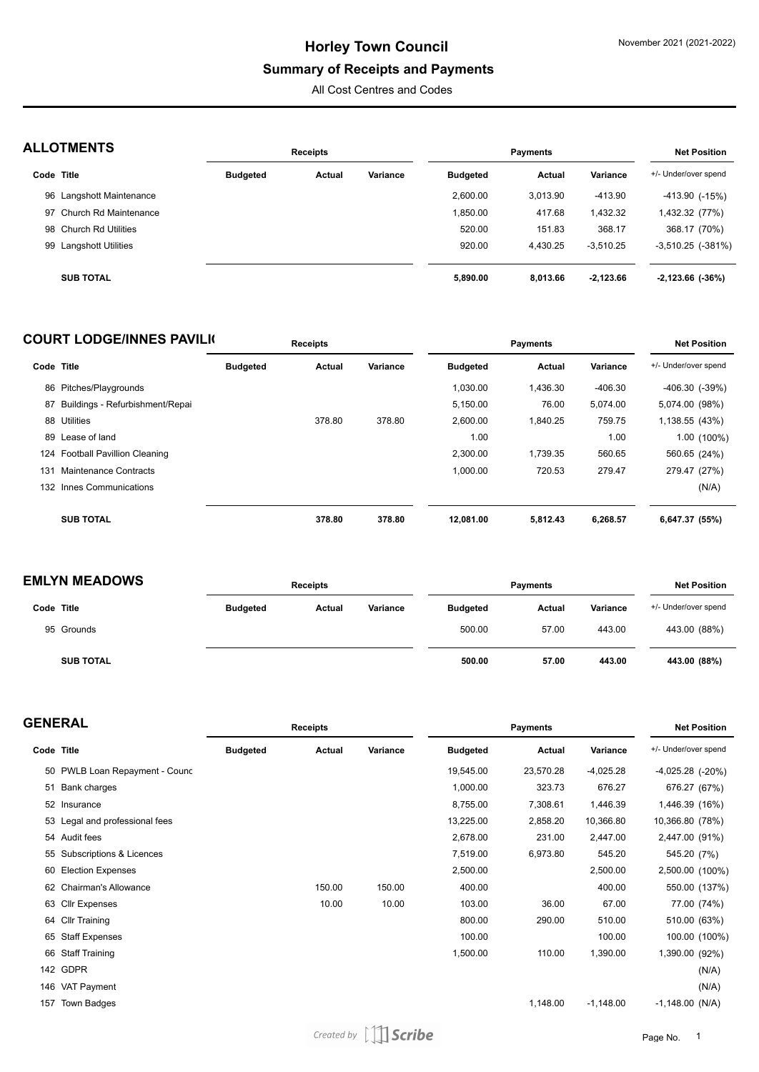# Horley Town Council

## Summary of Receipts and Payments

All Cost Centres and Codes

November 2021 (2021-2022)

### ALLOTMENTS

| Code | Title | Receipts Budgeted | Receipts Actual | Receipts Variance | Payments Budgeted | Payments Actual | Payments Variance | Net Position +/- Under/over spend |
|---|---|---|---|---|---|---|---|---|
| 96 | Langshott Maintenance | | | | 2,600.00 | 3,013.90 | -413.90 | -413.90 (-15%) |
| 97 | Church Rd Maintenance | | | | 1,850.00 | 417.68 | 1,432.32 | 1,432.32 (77%) |
| 98 | Church Rd Utilities | | | | 520.00 | 151.83 | 368.17 | 368.17 (70%) |
| 99 | Langshott Utilities | | | | 920.00 | 4,430.25 | -3,510.25 | -3,510.25 (-381%) |
| | **SUB TOTAL** | | | | **5,890.00** | **8,013.66** | **-2,123.66** | **-2,123.66 (-36%)** |

### COURT LODGE/INNES PAVILI(

| Code | Title | Receipts Budgeted | Receipts Actual | Receipts Variance | Payments Budgeted | Payments Actual | Payments Variance | Net Position +/- Under/over spend |
|---|---|---|---|---|---|---|---|---|
| 86 | Pitches/Playgrounds | | | | 1,030.00 | 1,436.30 | -406.30 | -406.30 (-39%) |
| 87 | Buildings - Refurbishment/Repai | | | | 5,150.00 | 76.00 | 5,074.00 | 5,074.00 (98%) |
| 88 | Utilities | | 378.80 | 378.80 | 2,600.00 | 1,840.25 | 759.75 | 1,138.55 (43%) |
| 89 | Lease of land | | | | 1.00 | | 1.00 | 1.00 (100%) |
| 124 | Football Pavillion Cleaning | | | | 2,300.00 | 1,739.35 | 560.65 | 560.65 (24%) |
| 131 | Maintenance Contracts | | | | 1,000.00 | 720.53 | 279.47 | 279.47 (27%) |
| 132 | Innes Communications | | | | | | | (N/A) |
| | **SUB TOTAL** | | **378.80** | **378.80** | **12,081.00** | **5,812.43** | **6,268.57** | **6,647.37 (55%)** |

### EMLYN MEADOWS

| Code | Title | Receipts Budgeted | Receipts Actual | Receipts Variance | Payments Budgeted | Payments Actual | Payments Variance | Net Position +/- Under/over spend |
|---|---|---|---|---|---|---|---|---|
| 95 | Grounds | | | | 500.00 | 57.00 | 443.00 | 443.00 (88%) |
| | **SUB TOTAL** | | | | **500.00** | **57.00** | **443.00** | **443.00 (88%)** |

### GENERAL

| Code | Title | Receipts Budgeted | Receipts Actual | Receipts Variance | Payments Budgeted | Payments Actual | Payments Variance | Net Position +/- Under/over spend |
|---|---|---|---|---|---|---|---|---|
| 50 | PWLB Loan Repayment - Counc | | | | 19,545.00 | 23,570.28 | -4,025.28 | -4,025.28 (-20%) |
| 51 | Bank charges | | | | 1,000.00 | 323.73 | 676.27 | 676.27 (67%) |
| 52 | Insurance | | | | 8,755.00 | 7,308.61 | 1,446.39 | 1,446.39 (16%) |
| 53 | Legal and professional fees | | | | 13,225.00 | 2,858.20 | 10,366.80 | 10,366.80 (78%) |
| 54 | Audit fees | | | | 2,678.00 | 231.00 | 2,447.00 | 2,447.00 (91%) |
| 55 | Subscriptions & Licences | | | | 7,519.00 | 6,973.80 | 545.20 | 545.20 (7%) |
| 60 | Election Expenses | | | | 2,500.00 | | 2,500.00 | 2,500.00 (100%) |
| 62 | Chairman's Allowance | | 150.00 | 150.00 | 400.00 | | 400.00 | 550.00 (137%) |
| 63 | Cllr Expenses | | 10.00 | 10.00 | 103.00 | 36.00 | 67.00 | 77.00 (74%) |
| 64 | Cllr Training | | | | 800.00 | 290.00 | 510.00 | 510.00 (63%) |
| 65 | Staff Expenses | | | | 100.00 | | 100.00 | 100.00 (100%) |
| 66 | Staff Training | | | | 1,500.00 | 110.00 | 1,390.00 | 1,390.00 (92%) |
| 142 | GDPR | | | | | | | (N/A) |
| 146 | VAT Payment | | | | | | | (N/A) |
| 157 | Town Badges | | | | | 1,148.00 | -1,148.00 | -1,148.00 (N/A) |

Created by Scribe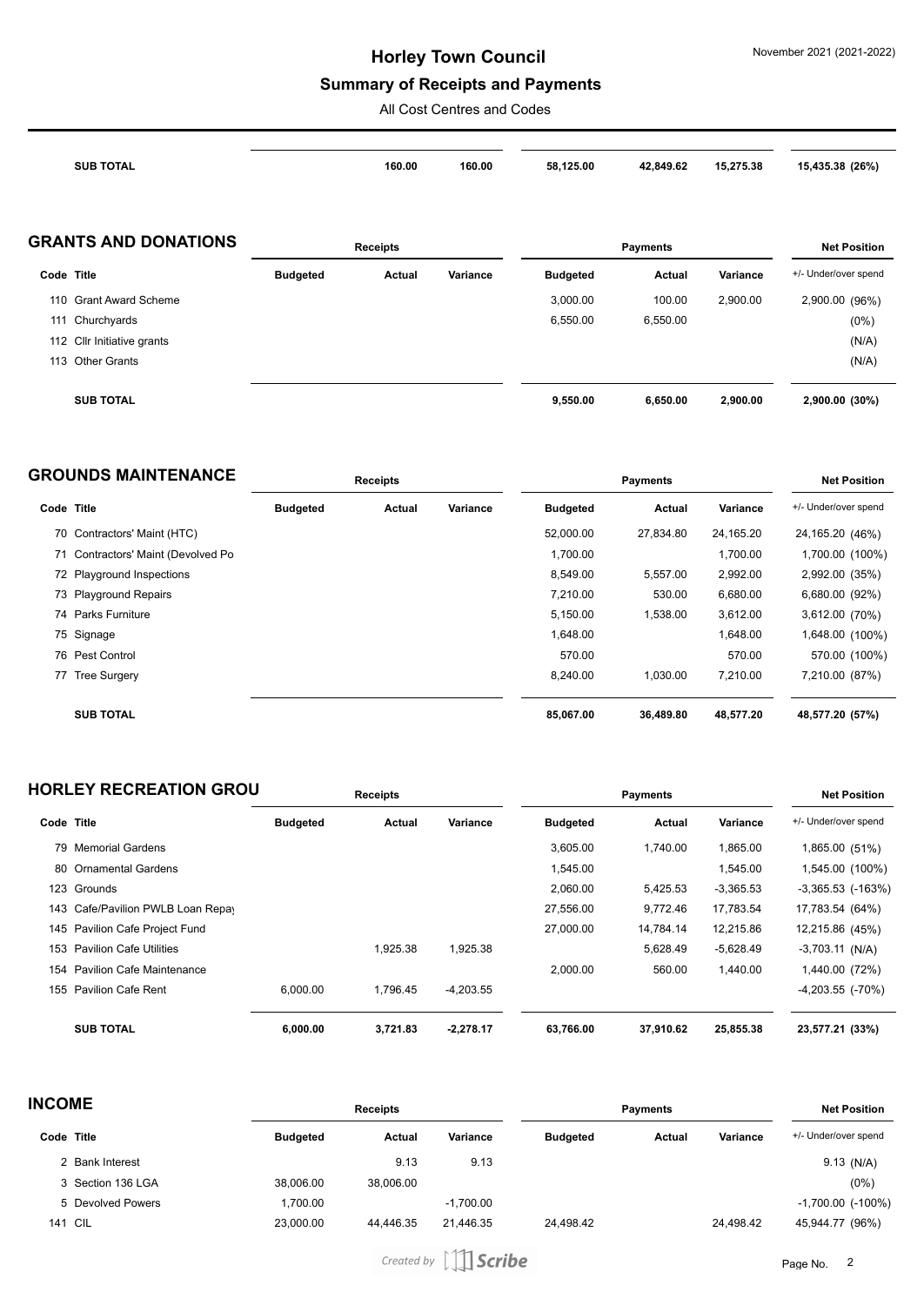| | | | | | | | |
|---|---|---|---|---|---|---|---|
| **SUB TOTAL** | | **160.00** | **160.00** | **58,125.00** | **42,849.62** | **15,275.38** | **15,435.38 (26%)** |

## GRANTS AND DONATIONS

| | Receipts | | | Payments | | | Net Position |
|---|---|---|---|---|---|---|---|
| **Code Title** | **Budgeted** | **Actual** | **Variance** | **Budgeted** | **Actual** | **Variance** | +/- Under/over spend |
| 110 Grant Award Scheme | | | | 3,000.00 | 100.00 | 2,900.00 | 2,900.00 (96%) |
| 111 Churchyards | | | | 6,550.00 | 6,550.00 | | (0%) |
| 112 Cllr Initiative grants | | | | | | | (N/A) |
| 113 Other Grants | | | | | | | (N/A) |
| **SUB TOTAL** | | | | **9,550.00** | **6,650.00** | **2,900.00** | **2,900.00 (30%)** |

## GROUNDS MAINTENANCE

| | Receipts | | | Payments | | | Net Position |
|---|---|---|---|---|---|---|---|
| **Code Title** | **Budgeted** | **Actual** | **Variance** | **Budgeted** | **Actual** | **Variance** | +/- Under/over spend |
| 70 Contractors' Maint (HTC) | | | | 52,000.00 | 27,834.80 | 24,165.20 | 24,165.20 (46%) |
| 71 Contractors' Maint (Devolved Po | | | | 1,700.00 | | 1,700.00 | 1,700.00 (100%) |
| 72 Playground Inspections | | | | 8,549.00 | 5,557.00 | 2,992.00 | 2,992.00 (35%) |
| 73 Playground Repairs | | | | 7,210.00 | 530.00 | 6,680.00 | 6,680.00 (92%) |
| 74 Parks Furniture | | | | 5,150.00 | 1,538.00 | 3,612.00 | 3,612.00 (70%) |
| 75 Signage | | | | 1,648.00 | | 1,648.00 | 1,648.00 (100%) |
| 76 Pest Control | | | | 570.00 | | 570.00 | 570.00 (100%) |
| 77 Tree Surgery | | | | 8,240.00 | 1,030.00 | 7,210.00 | 7,210.00 (87%) |
| **SUB TOTAL** | | | | **85,067.00** | **36,489.80** | **48,577.20** | **48,577.20 (57%)** |

## HORLEY RECREATION GROU

| | Receipts | | | Payments | | | Net Position |
|---|---|---|---|---|---|---|---|
| **Code Title** | **Budgeted** | **Actual** | **Variance** | **Budgeted** | **Actual** | **Variance** | +/- Under/over spend |
| 79 Memorial Gardens | | | | 3,605.00 | 1,740.00 | 1,865.00 | 1,865.00 (51%) |
| 80 Ornamental Gardens | | | | 1,545.00 | | 1,545.00 | 1,545.00 (100%) |
| 123 Grounds | | | | 2,060.00 | 5,425.53 | -3,365.53 | -3,365.53 (-163%) |
| 143 Cafe/Pavilion PWLB Loan Repay | | | | 27,556.00 | 9,772.46 | 17,783.54 | 17,783.54 (64%) |
| 145 Pavilion Cafe Project Fund | | | | 27,000.00 | 14,784.14 | 12,215.86 | 12,215.86 (45%) |
| 153 Pavilion Cafe Utilities | | 1,925.38 | 1,925.38 | | 5,628.49 | -5,628.49 | -3,703.11 (N/A) |
| 154 Pavilion Cafe Maintenance | | | | 2,000.00 | 560.00 | 1,440.00 | 1,440.00 (72%) |
| 155 Pavilion Cafe Rent | 6,000.00 | 1,796.45 | -4,203.55 | | | | -4,203.55 (-70%) |
| **SUB TOTAL** | **6,000.00** | **3,721.83** | **-2,278.17** | **63,766.00** | **37,910.62** | **25,855.38** | **23,577.21 (33%)** |

## INCOME

| | Receipts | | | Payments | | | Net Position |
|---|---|---|---|---|---|---|---|
| **Code Title** | **Budgeted** | **Actual** | **Variance** | **Budgeted** | **Actual** | **Variance** | +/- Under/over spend |
| 2 Bank Interest | | 9.13 | 9.13 | | | | 9.13 (N/A) |
| 3 Section 136 LGA | 38,006.00 | 38,006.00 | | | | | (0%) |
| 5 Devolved Powers | 1,700.00 | | -1,700.00 | | | | -1,700.00 (-100%) |
| 141 CIL | 23,000.00 | 44,446.35 | 21,446.35 | 24,498.42 | | 24,498.42 | 45,944.77 (96%) |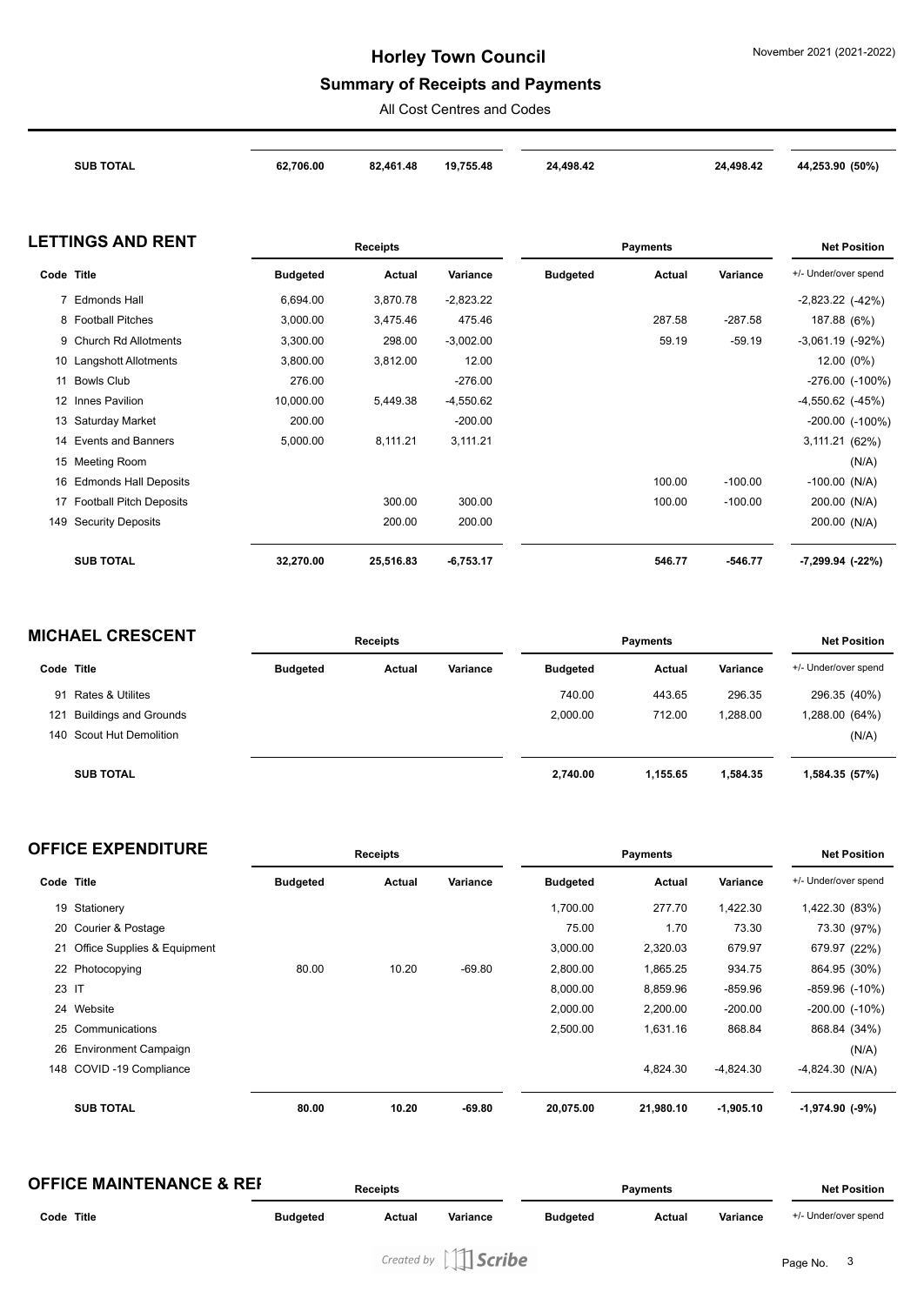| | | | | | | | | |
|---|---|---|---|---|---|---|---|---|
| | **SUB TOTAL** | **62,706.00** | **82,461.48** | **19,755.48** | **24,498.42** | | **24,498.42** | **44,253.90 (50%)** |

## LETTINGS AND RENT

| | | Receipts | | | Payments | | | Net Position |
|---|---|---|---|---|---|---|---|---|
| **Code** | **Title** | **Budgeted** | **Actual** | **Variance** | **Budgeted** | **Actual** | **Variance** | +/- Under/over spend |
| 7 | Edmonds Hall | 6,694.00 | 3,870.78 | -2,823.22 | | | | -2,823.22 (-42%) |
| 8 | Football Pitches | 3,000.00 | 3,475.46 | 475.46 | | 287.58 | -287.58 | 187.88 (6%) |
| 9 | Church Rd Allotments | 3,300.00 | 298.00 | -3,002.00 | | 59.19 | -59.19 | -3,061.19 (-92%) |
| 10 | Langshott Allotments | 3,800.00 | 3,812.00 | 12.00 | | | | 12.00 (0%) |
| 11 | Bowls Club | 276.00 | | -276.00 | | | | -276.00 (-100%) |
| 12 | Innes Pavilion | 10,000.00 | 5,449.38 | -4,550.62 | | | | -4,550.62 (-45%) |
| 13 | Saturday Market | 200.00 | | -200.00 | | | | -200.00 (-100%) |
| 14 | Events and Banners | 5,000.00 | 8,111.21 | 3,111.21 | | | | 3,111.21 (62%) |
| 15 | Meeting Room | | | | | | | (N/A) |
| 16 | Edmonds Hall Deposits | | | | | 100.00 | -100.00 | -100.00 (N/A) |
| 17 | Football Pitch Deposits | | 300.00 | 300.00 | | 100.00 | -100.00 | 200.00 (N/A) |
| 149 | Security Deposits | | 200.00 | 200.00 | | | | 200.00 (N/A) |
| | **SUB TOTAL** | **32,270.00** | **25,516.83** | **-6,753.17** | | **546.77** | **-546.77** | **-7,299.94 (-22%)** |

## MICHAEL CRESCENT

| | | Receipts | | | Payments | | | Net Position |
|---|---|---|---|---|---|---|---|---|
| **Code** | **Title** | **Budgeted** | **Actual** | **Variance** | **Budgeted** | **Actual** | **Variance** | +/- Under/over spend |
| 91 | Rates & Utilites | | | | 740.00 | 443.65 | 296.35 | 296.35 (40%) |
| 121 | Buildings and Grounds | | | | 2,000.00 | 712.00 | 1,288.00 | 1,288.00 (64%) |
| 140 | Scout Hut Demolition | | | | | | | (N/A) |
| | **SUB TOTAL** | | | | **2,740.00** | **1,155.65** | **1,584.35** | **1,584.35 (57%)** |

## OFFICE EXPENDITURE

| | | Receipts | | | Payments | | | Net Position |
|---|---|---|---|---|---|---|---|---|
| **Code** | **Title** | **Budgeted** | **Actual** | **Variance** | **Budgeted** | **Actual** | **Variance** | +/- Under/over spend |
| 19 | Stationery | | | | 1,700.00 | 277.70 | 1,422.30 | 1,422.30 (83%) |
| 20 | Courier & Postage | | | | 75.00 | 1.70 | 73.30 | 73.30 (97%) |
| 21 | Office Supplies & Equipment | | | | 3,000.00 | 2,320.03 | 679.97 | 679.97 (22%) |
| 22 | Photocopying | 80.00 | 10.20 | -69.80 | 2,800.00 | 1,865.25 | 934.75 | 864.95 (30%) |
| 23 | IT | | | | 8,000.00 | 8,859.96 | -859.96 | -859.96 (-10%) |
| 24 | Website | | | | 2,000.00 | 2,200.00 | -200.00 | -200.00 (-10%) |
| 25 | Communications | | | | 2,500.00 | 1,631.16 | 868.84 | 868.84 (34%) |
| 26 | Environment Campaign | | | | | | | (N/A) |
| 148 | COVID -19 Compliance | | | | | 4,824.30 | -4,824.30 | -4,824.30 (N/A) |
| | **SUB TOTAL** | **80.00** | **10.20** | **-69.80** | **20,075.00** | **21,980.10** | **-1,905.10** | **-1,974.90 (-9%)** |

## OFFICE MAINTENANCE & REI

| | | Receipts | | | Payments | | | Net Position |
|---|---|---|---|---|---|---|---|---|
| **Code** | **Title** | **Budgeted** | **Actual** | **Variance** | **Budgeted** | **Actual** | **Variance** | +/- Under/over spend |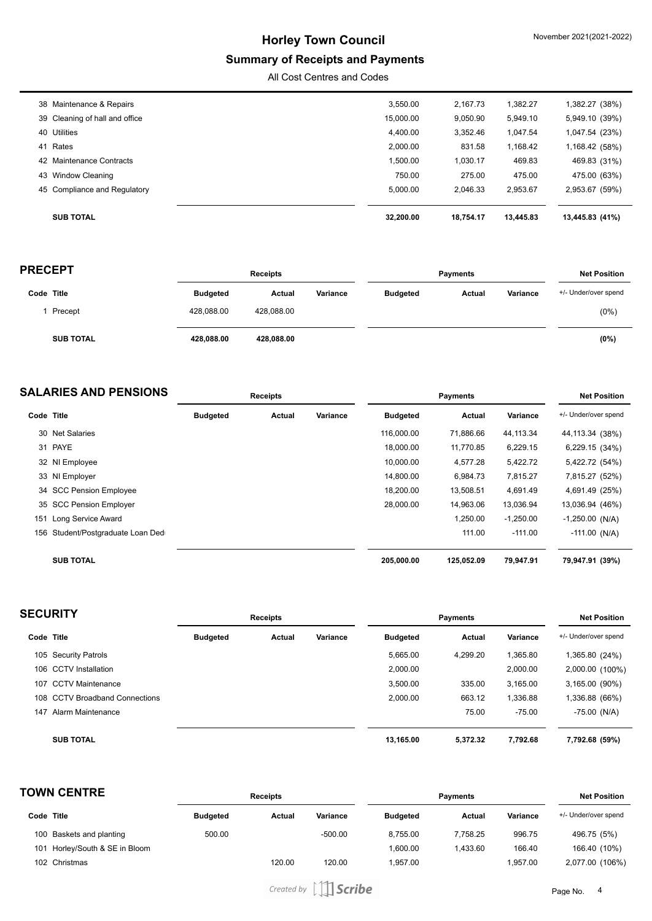# Horley Town Council

## Summary of Receipts and Payments

All Cost Centres and Codes

| Code | Title | Receipts Budgeted | Receipts Actual | Receipts Variance | Payments Budgeted | Payments Actual | Payments Variance | Net Position +/- Under/over spend |
|---|---|---|---|---|---|---|---|---|
| 38 | Maintenance & Repairs | | | | 3,550.00 | 2,167.73 | 1,382.27 | 1,382.27 (38%) |
| 39 | Cleaning of hall and office | | | | 15,000.00 | 9,050.90 | 5,949.10 | 5,949.10 (39%) |
| 40 | Utilities | | | | 4,400.00 | 3,352.46 | 1,047.54 | 1,047.54 (23%) |
| 41 | Rates | | | | 2,000.00 | 831.58 | 1,168.42 | 1,168.42 (58%) |
| 42 | Maintenance Contracts | | | | 1,500.00 | 1,030.17 | 469.83 | 469.83 (31%) |
| 43 | Window Cleaning | | | | 750.00 | 275.00 | 475.00 | 475.00 (63%) |
| 45 | Compliance and Regulatory | | | | 5,000.00 | 2,046.33 | 2,953.67 | 2,953.67 (59%) |
| | **SUB TOTAL** | | | | **32,200.00** | **18,754.17** | **13,445.83** | **13,445.83 (41%)** |

## PRECEPT

| | | Receipts | | | Payments | | | Net Position |
|---|---|---|---|---|---|---|---|---|
| Code | Title | Budgeted | Actual | Variance | Budgeted | Actual | Variance | +/- Under/over spend |
| 1 | Precept | 428,088.00 | 428,088.00 | | | | | (0%) |
| | **SUB TOTAL** | **428,088.00** | **428,088.00** | | | | | **(0%)** |

## SALARIES AND PENSIONS

| | | Receipts | | | Payments | | | Net Position |
|---|---|---|---|---|---|---|---|---|
| Code | Title | Budgeted | Actual | Variance | Budgeted | Actual | Variance | +/- Under/over spend |
| 30 | Net Salaries | | | | 116,000.00 | 71,886.66 | 44,113.34 | 44,113.34 (38%) |
| 31 | PAYE | | | | 18,000.00 | 11,770.85 | 6,229.15 | 6,229.15 (34%) |
| 32 | NI Employee | | | | 10,000.00 | 4,577.28 | 5,422.72 | 5,422.72 (54%) |
| 33 | NI Employer | | | | 14,800.00 | 6,984.73 | 7,815.27 | 7,815.27 (52%) |
| 34 | SCC Pension Employee | | | | 18,200.00 | 13,508.51 | 4,691.49 | 4,691.49 (25%) |
| 35 | SCC Pension Employer | | | | 28,000.00 | 14,963.06 | 13,036.94 | 13,036.94 (46%) |
| 151 | Long Service Award | | | | | 1,250.00 | -1,250.00 | -1,250.00 (N/A) |
| 156 | Student/Postgraduate Loan Ded | | | | | 111.00 | -111.00 | -111.00 (N/A) |
| | **SUB TOTAL** | | | | **205,000.00** | **125,052.09** | **79,947.91** | **79,947.91 (39%)** |

## SECURITY

| | | Receipts | | | Payments | | | Net Position |
|---|---|---|---|---|---|---|---|---|
| Code | Title | Budgeted | Actual | Variance | Budgeted | Actual | Variance | +/- Under/over spend |
| 105 | Security Patrols | | | | 5,665.00 | 4,299.20 | 1,365.80 | 1,365.80 (24%) |
| 106 | CCTV Installation | | | | 2,000.00 | | 2,000.00 | 2,000.00 (100%) |
| 107 | CCTV Maintenance | | | | 3,500.00 | 335.00 | 3,165.00 | 3,165.00 (90%) |
| 108 | CCTV Broadband Connections | | | | 2,000.00 | 663.12 | 1,336.88 | 1,336.88 (66%) |
| 147 | Alarm Maintenance | | | | | 75.00 | -75.00 | -75.00 (N/A) |
| | **SUB TOTAL** | | | | **13,165.00** | **5,372.32** | **7,792.68** | **7,792.68 (59%)** |

## TOWN CENTRE

| | | Receipts | | | Payments | | | Net Position |
|---|---|---|---|---|---|---|---|---|
| Code | Title | Budgeted | Actual | Variance | Budgeted | Actual | Variance | +/- Under/over spend |
| 100 | Baskets and planting | 500.00 | | -500.00 | 8,755.00 | 7,758.25 | 996.75 | 496.75 (5%) |
| 101 | Horley/South & SE in Bloom | | | | 1,600.00 | 1,433.60 | 166.40 | 166.40 (10%) |
| 102 | Christmas | | 120.00 | 120.00 | 1,957.00 | | 1,957.00 | 2,077.00 (106%) |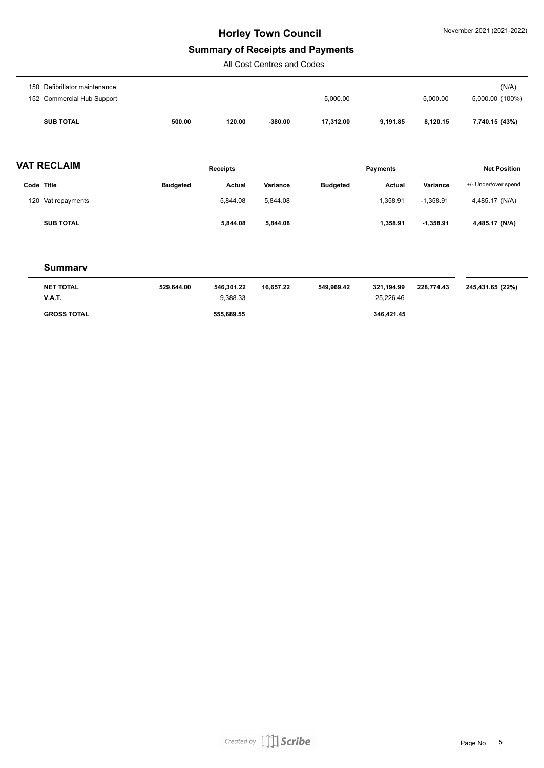| Code | Title | Budgeted | Actual | Variance | Budgeted | Actual | Variance | +/- Under/over spend |
|---|---|---|---|---|---|---|---|---|
| 150 | Defibrillator maintenance | | | | | | | (N/A) |
| 152 | Commercial Hub Support | | | | 5,000.00 | | 5,000.00 | 5,000.00 (100%) |
| | **SUB TOTAL** | **500.00** | **120.00** | **-380.00** | **17,312.00** | **9,191.85** | **8,120.15** | **7,740.15 (43%)** |

## VAT RECLAIM

| | | Receipts | | | Payments | | | Net Position |
|---|---|---|---|---|---|---|---|---|
| **Code** | **Title** | **Budgeted** | **Actual** | **Variance** | **Budgeted** | **Actual** | **Variance** | +/- Under/over spend |
| 120 | Vat repayments | | 5,844.08 | 5,844.08 | | 1,358.91 | -1,358.91 | 4,485.17 (N/A) |
| | **SUB TOTAL** | | **5,844.08** | **5,844.08** | | **1,358.91** | **-1,358.91** | **4,485.17 (N/A)** |

### Summary

| | | | | | | | |
|---|---|---|---|---|---|---|---|
| **NET TOTAL** | **529,644.00** | **546,301.22** | **16,657.22** | **549,969.42** | **321,194.99** | **228,774.43** | **245,431.65 (22%)** |
| **V.A.T.** | | 9,388.33 | | | 25,226.46 | | |
| **GROSS TOTAL** | | **555,689.55** | | | **346,421.45** | | |